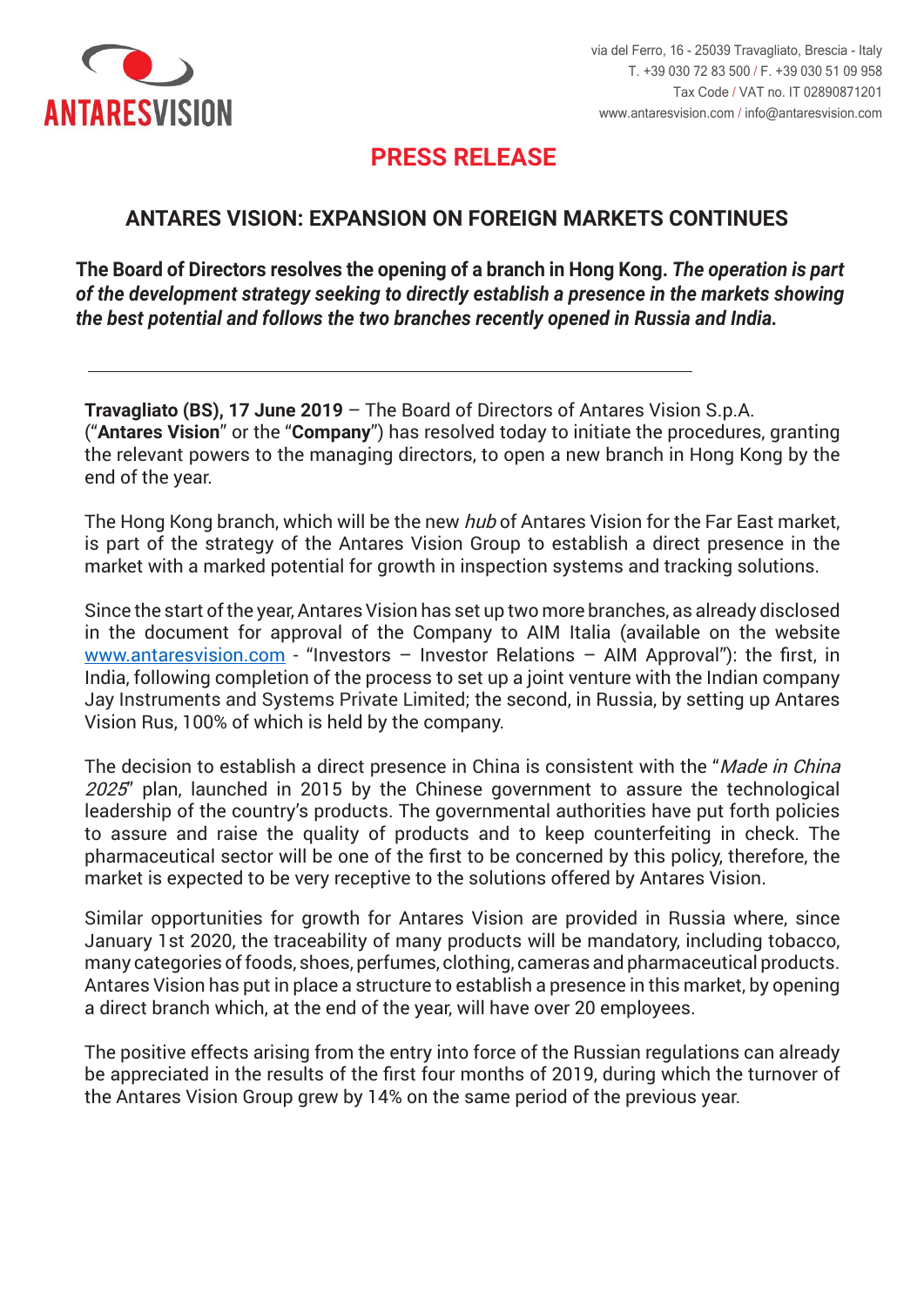ANTARESVISION

via del Ferro, 16 - 25039 Travagliato, Brescia - Italy
T. +39 030 72 83 500 / F. +39 030 51 09 958
Tax Code / VAT no. IT 02890871201
www.antaresvision.com / info@antaresvision.com

# PRESS RELEASE

## ANTARES VISION: EXPANSION ON FOREIGN MARKETS CONTINUES

**The Board of Directors resolves the opening of a branch in Hong Kong.** ***The operation is part of the development strategy seeking to directly establish a presence in the markets showing the best potential and follows the two branches recently opened in Russia and India.***

---

**Travagliato (BS), 17 June 2019** – The Board of Directors of Antares Vision S.p.A. ("**Antares Vision**" or the "**Company**") has resolved today to initiate the procedures, granting the relevant powers to the managing directors, to open a new branch in Hong Kong by the end of the year.

The Hong Kong branch, which will be the new *hub* of Antares Vision for the Far East market, is part of the strategy of the Antares Vision Group to establish a direct presence in the market with a marked potential for growth in inspection systems and tracking solutions.

Since the start of the year, Antares Vision has set up two more branches, as already disclosed in the document for approval of the Company to AIM Italia (available on the website www.antaresvision.com - "Investors – Investor Relations – AIM Approval"): the first, in India, following completion of the process to set up a joint venture with the Indian company Jay Instruments and Systems Private Limited; the second, in Russia, by setting up Antares Vision Rus, 100% of which is held by the company.

The decision to establish a direct presence in China is consistent with the "*Made in China 2025*" plan, launched in 2015 by the Chinese government to assure the technological leadership of the country's products. The governmental authorities have put forth policies to assure and raise the quality of products and to keep counterfeiting in check. The pharmaceutical sector will be one of the first to be concerned by this policy, therefore, the market is expected to be very receptive to the solutions offered by Antares Vision.

Similar opportunities for growth for Antares Vision are provided in Russia where, since January 1st 2020, the traceability of many products will be mandatory, including tobacco, many categories of foods, shoes, perfumes, clothing, cameras and pharmaceutical products. Antares Vision has put in place a structure to establish a presence in this market, by opening a direct branch which, at the end of the year, will have over 20 employees.

The positive effects arising from the entry into force of the Russian regulations can already be appreciated in the results of the first four months of 2019, during which the turnover of the Antares Vision Group grew by 14% on the same period of the previous year.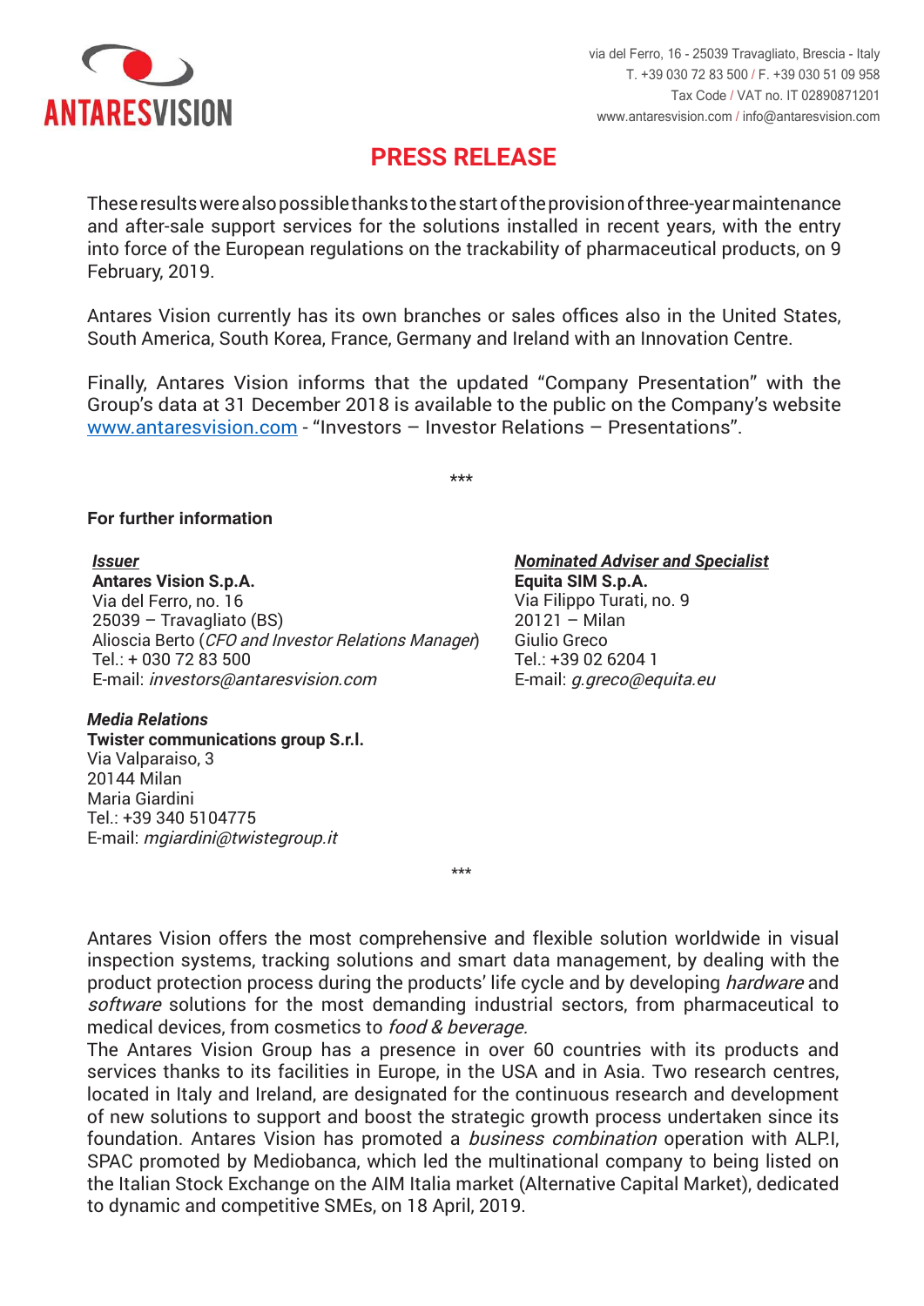# PRESS RELEASE

These results were also possible thanks to the start of the provision of three-year maintenance and after-sale support services for the solutions installed in recent years, with the entry into force of the European regulations on the trackability of pharmaceutical products, on 9 February, 2019.

Antares Vision currently has its own branches or sales offices also in the United States, South America, South Korea, France, Germany and Ireland with an Innovation Centre.

Finally, Antares Vision informs that the updated "Company Presentation" with the Group's data at 31 December 2018 is available to the public on the Company's website www.antaresvision.com - "Investors – Investor Relations – Presentations".

\*\*\*

**For further information**

***Issuer***
**Antares Vision S.p.A.**
Via del Ferro, no. 16
25039 – Travagliato (BS)
Alioscia Berto (*CFO and Investor Relations Manager*)
Tel.: + 030 72 83 500
E-mail: *investors@antaresvision.com*

***Nominated Adviser and Specialist***
**Equita SIM S.p.A.**
Via Filippo Turati, no. 9
20121 – Milan
Giulio Greco
Tel.: +39 02 6204 1
E-mail: *g.greco@equita.eu*

***Media Relations***
**Twister communications group S.r.l.**
Via Valparaiso, 3
20144 Milan
Maria Giardini
Tel.: +39 340 5104775
E-mail: *mgiardini@twistegroup.it*

\*\*\*

Antares Vision offers the most comprehensive and flexible solution worldwide in visual inspection systems, tracking solutions and smart data management, by dealing with the product protection process during the products' life cycle and by developing *hardware* and *software* solutions for the most demanding industrial sectors, from pharmaceutical to medical devices, from cosmetics to *food & beverage.*
The Antares Vision Group has a presence in over 60 countries with its products and services thanks to its facilities in Europe, in the USA and in Asia. Two research centres, located in Italy and Ireland, are designated for the continuous research and development of new solutions to support and boost the strategic growth process undertaken since its foundation. Antares Vision has promoted a *business combination* operation with ALP.I, SPAC promoted by Mediobanca, which led the multinational company to being listed on the Italian Stock Exchange on the AIM Italia market (Alternative Capital Market), dedicated to dynamic and competitive SMEs, on 18 April, 2019.